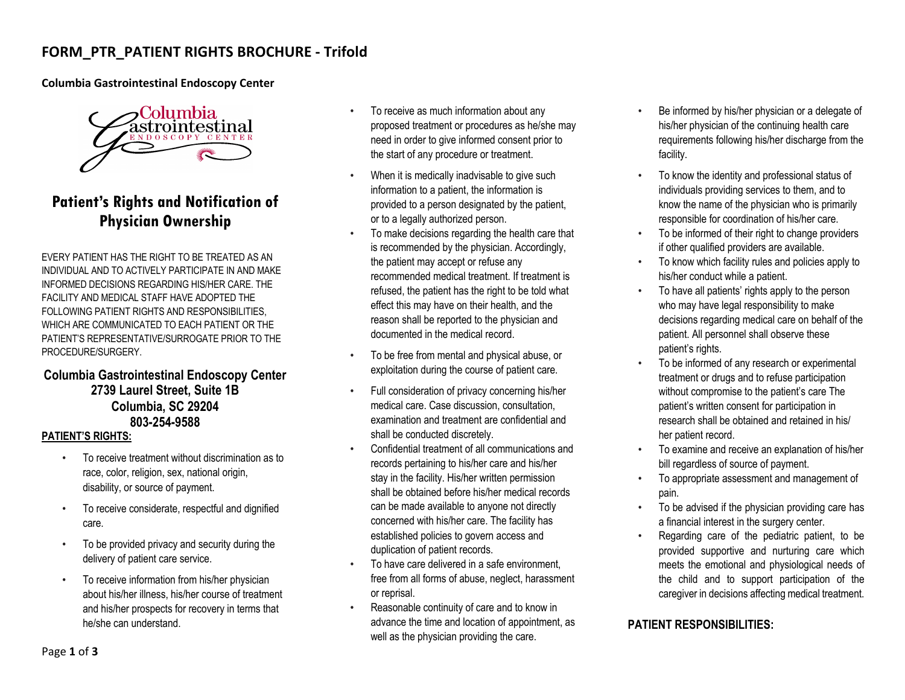# FORM_PTR_PATIENT RIGHTS BROCHURE - Trifold

**Columbia Gastrointestinal Endoscopy Center**

## Patient's Rights and Notification of Physician Ownership

EVERY PATIENT HAS THE RIGHT TO BE TREATED AS AN INDIVIDUAL AND TO ACTIVELY PARTICIPATE IN AND MAKE INFORMED DECISIONS REGARDING HIS/HER CARE. THE FACILITY AND MEDICAL STAFF HAVE ADOPTED THE FOLLOWING PATIENT RIGHTS AND RESPONSIBILITIES, WHICH ARE COMMUNICATED TO EACH PATIENT OR THE PATIENT'S REPRESENTATIVE/SURROGATE PRIOR TO THE PROCEDURE/SURGERY.

**Columbia Gastrointestinal Endoscopy Center**
**2739 Laurel Street, Suite 1B**
**Columbia, SC 29204**
**803-254-9588**

### PATIENT'S RIGHTS:

- To receive treatment without discrimination as to race, color, religion, sex, national origin, disability, or source of payment.
- To receive considerate, respectful and dignified care.
- To be provided privacy and security during the delivery of patient care service.
- To receive information from his/her physician about his/her illness, his/her course of treatment and his/her prospects for recovery in terms that he/she can understand.
- To receive as much information about any proposed treatment or procedures as he/she may need in order to give informed consent prior to the start of any procedure or treatment.
- When it is medically inadvisable to give such information to a patient, the information is provided to a person designated by the patient, or to a legally authorized person.
- To make decisions regarding the health care that is recommended by the physician. Accordingly, the patient may accept or refuse any recommended medical treatment. If treatment is refused, the patient has the right to be told what effect this may have on their health, and the reason shall be reported to the physician and documented in the medical record.
- To be free from mental and physical abuse, or exploitation during the course of patient care.
- Full consideration of privacy concerning his/her medical care. Case discussion, consultation, examination and treatment are confidential and shall be conducted discretely.
- Confidential treatment of all communications and records pertaining to his/her care and his/her stay in the facility. His/her written permission shall be obtained before his/her medical records can be made available to anyone not directly concerned with his/her care. The facility has established policies to govern access and duplication of patient records.
- To have care delivered in a safe environment, free from all forms of abuse, neglect, harassment or reprisal.
- Reasonable continuity of care and to know in advance the time and location of appointment, as well as the physician providing the care.
- Be informed by his/her physician or a delegate of his/her physician of the continuing health care requirements following his/her discharge from the facility.
- To know the identity and professional status of individuals providing services to them, and to know the name of the physician who is primarily responsible for coordination of his/her care.
- To be informed of their right to change providers if other qualified providers are available.
- To know which facility rules and policies apply to his/her conduct while a patient.
- To have all patients' rights apply to the person who may have legal responsibility to make decisions regarding medical care on behalf of the patient. All personnel shall observe these patient's rights.
- To be informed of any research or experimental treatment or drugs and to refuse participation without compromise to the patient's care The patient's written consent for participation in research shall be obtained and retained in his/ her patient record.
- To examine and receive an explanation of his/her bill regardless of source of payment.
- To appropriate assessment and management of pain.
- To be advised if the physician providing care has a financial interest in the surgery center.
- Regarding care of the pediatric patient, to be provided supportive and nurturing care which meets the emotional and physiological needs of the child and to support participation of the caregiver in decisions affecting medical treatment.

### PATIENT RESPONSIBILITIES: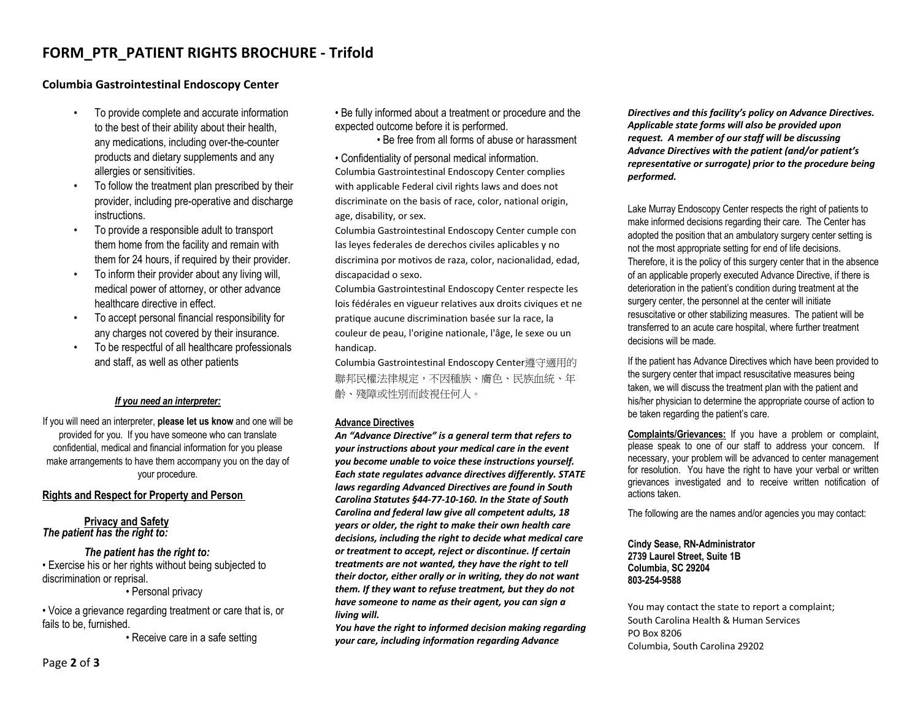# FORM_PTR_PATIENT RIGHTS BROCHURE - Trifold

## Columbia Gastrointestinal Endoscopy Center

- To provide complete and accurate information to the best of their ability about their health, any medications, including over-the-counter products and dietary supplements and any allergies or sensitivities.
- To follow the treatment plan prescribed by their provider, including pre-operative and discharge instructions.
- To provide a responsible adult to transport them home from the facility and remain with them for 24 hours, if required by their provider.
- To inform their provider about any living will, medical power of attorney, or other advance healthcare directive in effect.
- To accept personal financial responsibility for any charges not covered by their insurance.
- To be respectful of all healthcare professionals and staff, as well as other patients

***If you need an interpreter:***

If you will need an interpreter, **please let us know** and one will be provided for you. If you have someone who can translate confidential, medical and financial information for you please make arrangements to have them accompany you on the day of your procedure.

**Rights and Respect for Property and Person**

**Privacy and Safety**
***The patient has the right to:***

***The patient has the right to:***

• Exercise his or her rights without being subjected to discrimination or reprisal.

• Personal privacy

• Voice a grievance regarding treatment or care that is, or fails to be, furnished.

• Receive care in a safe setting

• Be fully informed about a treatment or procedure and the expected outcome before it is performed.

• Be free from all forms of abuse or harassment

• Confidentiality of personal medical information.

Columbia Gastrointestinal Endoscopy Center complies with applicable Federal civil rights laws and does not discriminate on the basis of race, color, national origin, age, disability, or sex.

Columbia Gastrointestinal Endoscopy Center cumple con las leyes federales de derechos civiles aplicables y no discrimina por motivos de raza, color, nacionalidad, edad, discapacidad o sexo.

Columbia Gastrointestinal Endoscopy Center respecte les lois fédérales en vigueur relatives aux droits civiques et ne pratique aucune discrimination basée sur la race, la couleur de peau, l'origine nationale, l'âge, le sexe ou un handicap.

Columbia Gastrointestinal Endoscopy Center遵守適用的聯邦民權法律規定，不因種族、膚色、民族血統、年齡、殘障或性別而歧視任何人。

**Advance Directives**

***An "Advance Directive" is a general term that refers to your instructions about your medical care in the event you become unable to voice these instructions yourself. Each state regulates advance directives differently. STATE laws regarding Advanced Directives are found in South Carolina Statutes §44-77-10-160. In the State of South Carolina and federal law give all competent adults, 18 years or older, the right to make their own health care decisions, including the right to decide what medical care or treatment to accept, reject or discontinue. If certain treatments are not wanted, they have the right to tell their doctor, either orally or in writing, they do not want them. If they want to refuse treatment, but they do not have someone to name as their agent, you can sign a living will.***

***You have the right to informed decision making regarding your care, including information regarding Advance Directives and this facility's policy on Advance Directives. Applicable state forms will also be provided upon request. A member of our staff will be discussing Advance Directives with the patient (and/or patient's representative or surrogate) prior to the procedure being performed.***

Lake Murray Endoscopy Center respects the right of patients to make informed decisions regarding their care. The Center has adopted the position that an ambulatory surgery center setting is not the most appropriate setting for end of life decisions. Therefore, it is the policy of this surgery center that in the absence of an applicable properly executed Advance Directive, if there is deterioration in the patient's condition during treatment at the surgery center, the personnel at the center will initiate resuscitative or other stabilizing measures. The patient will be transferred to an acute care hospital, where further treatment decisions will be made.

If the patient has Advance Directives which have been provided to the surgery center that impact resuscitative measures being taken, we will discuss the treatment plan with the patient and his/her physician to determine the appropriate course of action to be taken regarding the patient's care.

**Complaints/Grievances:** If you have a problem or complaint, please speak to one of our staff to address your concern. If necessary, your problem will be advanced to center management for resolution. You have the right to have your verbal or written grievances investigated and to receive written notification of actions taken.

The following are the names and/or agencies you may contact:

**Cindy Sease, RN-Administrator**
**2739 Laurel Street, Suite 1B**
**Columbia, SC 29204**
**803-254-9588**

You may contact the state to report a complaint;
South Carolina Health & Human Services
PO Box 8206
Columbia, South Carolina 29202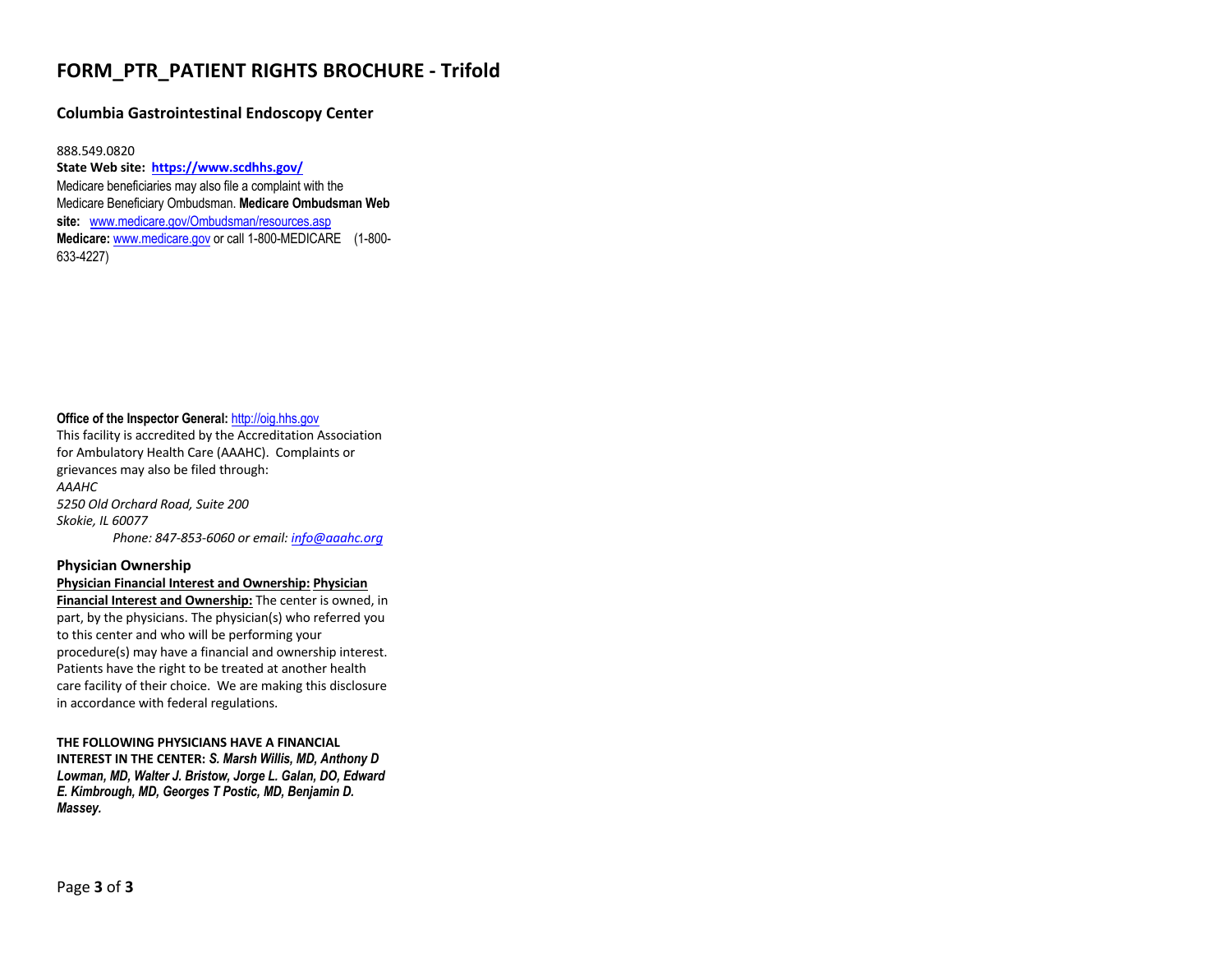# FORM_PTR_PATIENT RIGHTS BROCHURE - Trifold

## Columbia Gastrointestinal Endoscopy Center

888.549.0820

**State Web site: https://www.scdhhs.gov/**

Medicare beneficiaries may also file a complaint with the Medicare Beneficiary Ombudsman. **Medicare Ombudsman Web site:** www.medicare.gov/Ombudsman/resources.asp

**Medicare:** www.medicare.gov or call 1-800-MEDICARE (1-800-633-4227)

**Office of the Inspector General:** http://oig.hhs.gov

This facility is accredited by the Accreditation Association for Ambulatory Health Care (AAAHC). Complaints or grievances may also be filed through:

*AAAHC*
*5250 Old Orchard Road, Suite 200*
*Skokie, IL 60077*
*Phone: 847-853-6060 or email: info@aaahc.org*

### Physician Ownership

**Physician Financial Interest and Ownership: Physician Financial Interest and Ownership:** The center is owned, in part, by the physicians. The physician(s) who referred you to this center and who will be performing your procedure(s) may have a financial and ownership interest. Patients have the right to be treated at another health care facility of their choice. We are making this disclosure in accordance with federal regulations.

**THE FOLLOWING PHYSICIANS HAVE A FINANCIAL INTEREST IN THE CENTER:** ***S. Marsh Willis, MD, Anthony D Lowman, MD, Walter J. Bristow, Jorge L. Galan, DO, Edward E. Kimbrough, MD, Georges T Postic, MD, Benjamin D. Massey.***